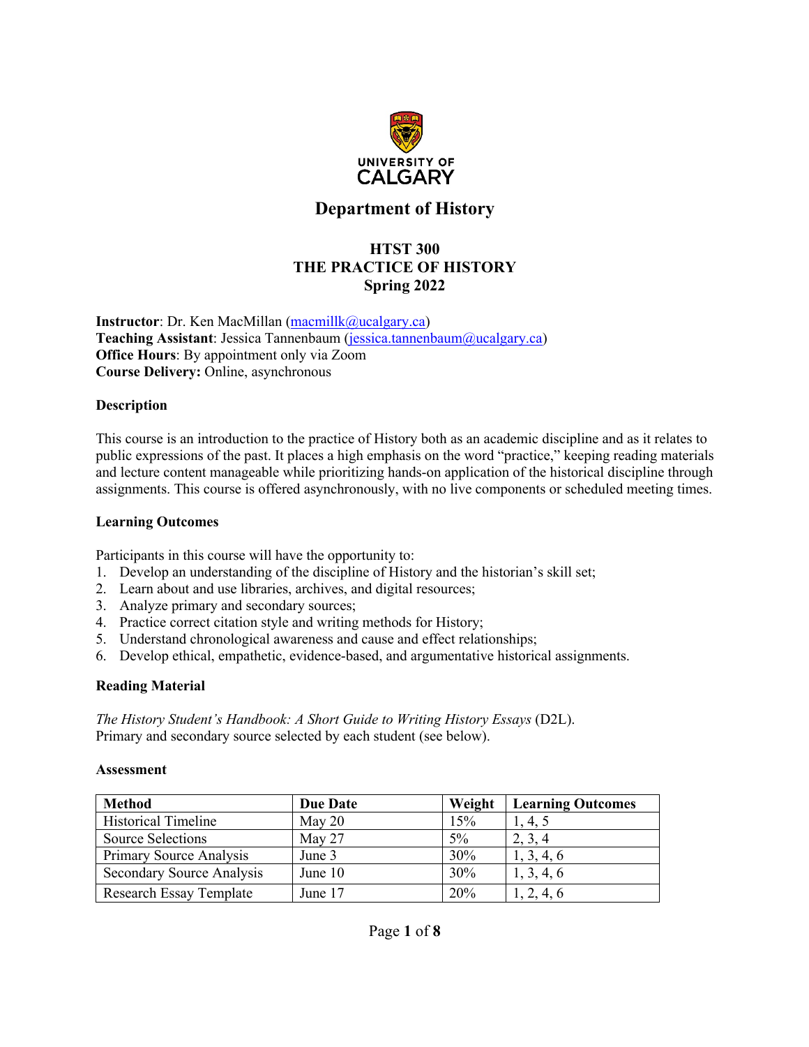UNIVERSITY OF CALGARY

# Department of History

## HTST 300
## THE PRACTICE OF HISTORY
## Spring 2022

**Instructor**: Dr. Ken MacMillan (macmillk@ucalgary.ca)
**Teaching Assistant**: Jessica Tannenbaum (jessica.tannenbaum@ucalgary.ca)
**Office Hours**: By appointment only via Zoom
**Course Delivery:** Online, asynchronous

**Description**

This course is an introduction to the practice of History both as an academic discipline and as it relates to public expressions of the past. It places a high emphasis on the word "practice," keeping reading materials and lecture content manageable while prioritizing hands-on application of the historical discipline through assignments. This course is offered asynchronously, with no live components or scheduled meeting times.

**Learning Outcomes**

Participants in this course will have the opportunity to:

1. Develop an understanding of the discipline of History and the historian's skill set;
2. Learn about and use libraries, archives, and digital resources;
3. Analyze primary and secondary sources;
4. Practice correct citation style and writing methods for History;
5. Understand chronological awareness and cause and effect relationships;
6. Develop ethical, empathetic, evidence-based, and argumentative historical assignments.

**Reading Material**

*The History Student's Handbook: A Short Guide to Writing History Essays* (D2L).
Primary and secondary source selected by each student (see below).

**Assessment**

| Method | Due Date | Weight | Learning Outcomes |
|---|---|---|---|
| Historical Timeline | May 20 | 15% | 1, 4, 5 |
| Source Selections | May 27 | 5% | 2, 3, 4 |
| Primary Source Analysis | June 3 | 30% | 1, 3, 4, 6 |
| Secondary Source Analysis | June 10 | 30% | 1, 3, 4, 6 |
| Research Essay Template | June 17 | 20% | 1, 2, 4, 6 |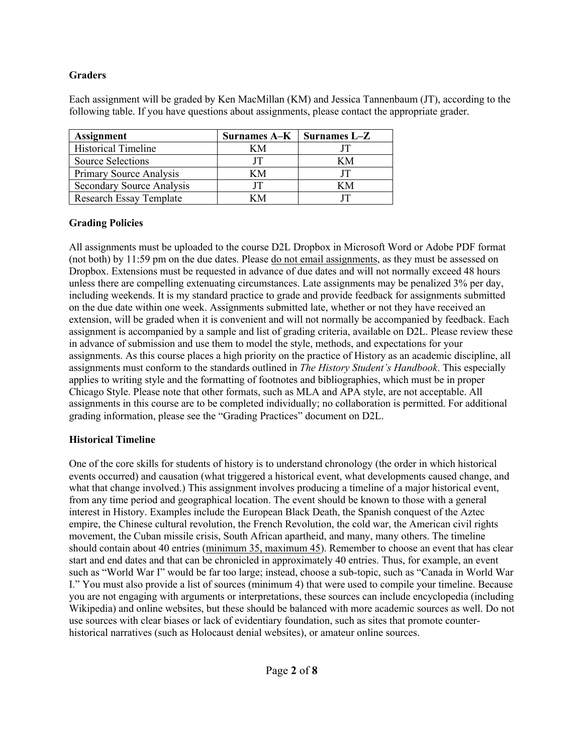**Graders**

Each assignment will be graded by Ken MacMillan (KM) and Jessica Tannenbaum (JT), according to the following table. If you have questions about assignments, please contact the appropriate grader.

| Assignment | Surnames A–K | Surnames L–Z |
|---|---|---|
| Historical Timeline | KM | JT |
| Source Selections | JT | KM |
| Primary Source Analysis | KM | JT |
| Secondary Source Analysis | JT | KM |
| Research Essay Template | KM | JT |

**Grading Policies**

All assignments must be uploaded to the course D2L Dropbox in Microsoft Word or Adobe PDF format (not both) by 11:59 pm on the due dates. Please <u>do not email assignments</u>, as they must be assessed on Dropbox. Extensions must be requested in advance of due dates and will not normally exceed 48 hours unless there are compelling extenuating circumstances. Late assignments may be penalized 3% per day, including weekends. It is my standard practice to grade and provide feedback for assignments submitted on the due date within one week. Assignments submitted late, whether or not they have received an extension, will be graded when it is convenient and will not normally be accompanied by feedback. Each assignment is accompanied by a sample and list of grading criteria, available on D2L. Please review these in advance of submission and use them to model the style, methods, and expectations for your assignments. As this course places a high priority on the practice of History as an academic discipline, all assignments must conform to the standards outlined in *The History Student's Handbook*. This especially applies to writing style and the formatting of footnotes and bibliographies, which must be in proper Chicago Style. Please note that other formats, such as MLA and APA style, are not acceptable. All assignments in this course are to be completed individually; no collaboration is permitted. For additional grading information, please see the "Grading Practices" document on D2L.

**Historical Timeline**

One of the core skills for students of history is to understand chronology (the order in which historical events occurred) and causation (what triggered a historical event, what developments caused change, and what that change involved.) This assignment involves producing a timeline of a major historical event, from any time period and geographical location. The event should be known to those with a general interest in History. Examples include the European Black Death, the Spanish conquest of the Aztec empire, the Chinese cultural revolution, the French Revolution, the cold war, the American civil rights movement, the Cuban missile crisis, South African apartheid, and many, many others. The timeline should contain about 40 entries (<u>minimum 35, maximum 45</u>). Remember to choose an event that has clear start and end dates and that can be chronicled in approximately 40 entries. Thus, for example, an event such as "World War I" would be far too large; instead, choose a sub-topic, such as "Canada in World War I." You must also provide a list of sources (minimum 4) that were used to compile your timeline. Because you are not engaging with arguments or interpretations, these sources can include encyclopedia (including Wikipedia) and online websites, but these should be balanced with more academic sources as well. Do not use sources with clear biases or lack of evidentiary foundation, such as sites that promote counter-historical narratives (such as Holocaust denial websites), or amateur online sources.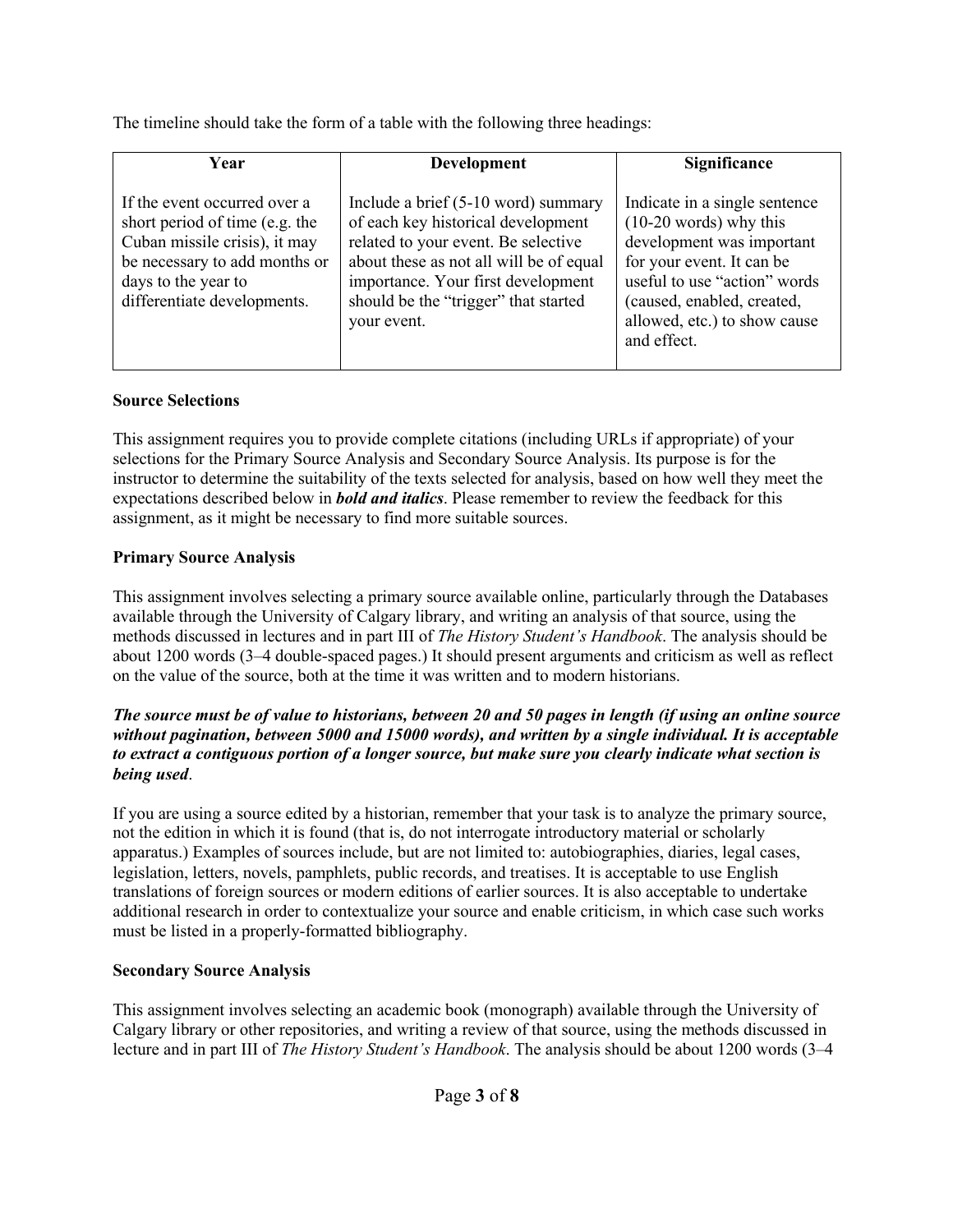The timeline should take the form of a table with the following three headings:

| Year | Development | Significance |
|---|---|---|
| If the event occurred over a short period of time (e.g. the Cuban missile crisis), it may be necessary to add months or days to the year to differentiate developments. | Include a brief (5-10 word) summary of each key historical development related to your event. Be selective about these as not all will be of equal importance. Your first development should be the "trigger" that started your event. | Indicate in a single sentence (10-20 words) why this development was important for your event. It can be useful to use "action" words (caused, enabled, created, allowed, etc.) to show cause and effect. |

**Source Selections**

This assignment requires you to provide complete citations (including URLs if appropriate) of your selections for the Primary Source Analysis and Secondary Source Analysis. Its purpose is for the instructor to determine the suitability of the texts selected for analysis, based on how well they meet the expectations described below in ***bold and italics***. Please remember to review the feedback for this assignment, as it might be necessary to find more suitable sources.

**Primary Source Analysis**

This assignment involves selecting a primary source available online, particularly through the Databases available through the University of Calgary library, and writing an analysis of that source, using the methods discussed in lectures and in part III of *The History Student's Handbook*. The analysis should be about 1200 words (3–4 double-spaced pages.) It should present arguments and criticism as well as reflect on the value of the source, both at the time it was written and to modern historians.

***The source must be of value to historians, between 20 and 50 pages in length (if using an online source without pagination, between 5000 and 15000 words), and written by a single individual. It is acceptable to extract a contiguous portion of a longer source, but make sure you clearly indicate what section is being used***.

If you are using a source edited by a historian, remember that your task is to analyze the primary source, not the edition in which it is found (that is, do not interrogate introductory material or scholarly apparatus.) Examples of sources include, but are not limited to: autobiographies, diaries, legal cases, legislation, letters, novels, pamphlets, public records, and treatises. It is acceptable to use English translations of foreign sources or modern editions of earlier sources. It is also acceptable to undertake additional research in order to contextualize your source and enable criticism, in which case such works must be listed in a properly-formatted bibliography.

**Secondary Source Analysis**

This assignment involves selecting an academic book (monograph) available through the University of Calgary library or other repositories, and writing a review of that source, using the methods discussed in lecture and in part III of *The History Student's Handbook*. The analysis should be about 1200 words (3–4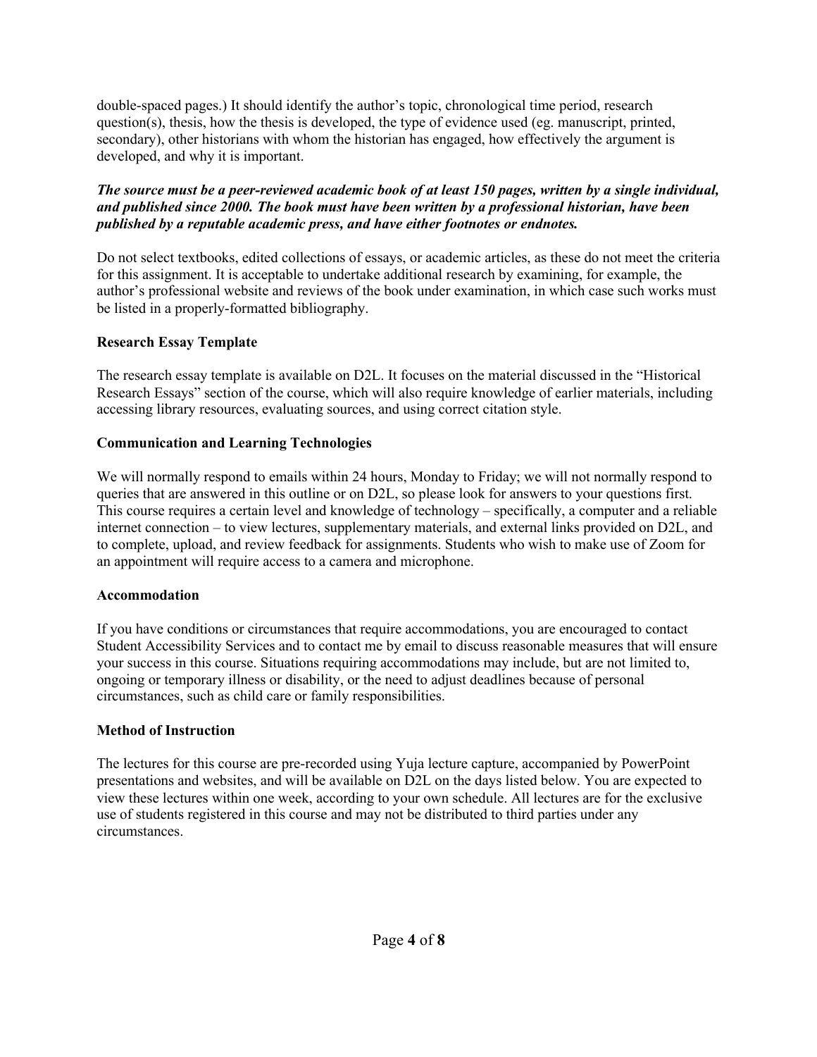double-spaced pages.) It should identify the author's topic, chronological time period, research question(s), thesis, how the thesis is developed, the type of evidence used (eg. manuscript, printed, secondary), other historians with whom the historian has engaged, how effectively the argument is developed, and why it is important.

***The source must be a peer-reviewed academic book of at least 150 pages, written by a single individual, and published since 2000. The book must have been written by a professional historian, have been published by a reputable academic press, and have either footnotes or endnotes.***

Do not select textbooks, edited collections of essays, or academic articles, as these do not meet the criteria for this assignment. It is acceptable to undertake additional research by examining, for example, the author's professional website and reviews of the book under examination, in which case such works must be listed in a properly-formatted bibliography.

**Research Essay Template**

The research essay template is available on D2L. It focuses on the material discussed in the "Historical Research Essays" section of the course, which will also require knowledge of earlier materials, including accessing library resources, evaluating sources, and using correct citation style.

**Communication and Learning Technologies**

We will normally respond to emails within 24 hours, Monday to Friday; we will not normally respond to queries that are answered in this outline or on D2L, so please look for answers to your questions first. This course requires a certain level and knowledge of technology – specifically, a computer and a reliable internet connection – to view lectures, supplementary materials, and external links provided on D2L, and to complete, upload, and review feedback for assignments. Students who wish to make use of Zoom for an appointment will require access to a camera and microphone.

**Accommodation**

If you have conditions or circumstances that require accommodations, you are encouraged to contact Student Accessibility Services and to contact me by email to discuss reasonable measures that will ensure your success in this course. Situations requiring accommodations may include, but are not limited to, ongoing or temporary illness or disability, or the need to adjust deadlines because of personal circumstances, such as child care or family responsibilities.

**Method of Instruction**

The lectures for this course are pre-recorded using Yuja lecture capture, accompanied by PowerPoint presentations and websites, and will be available on D2L on the days listed below. You are expected to view these lectures within one week, according to your own schedule. All lectures are for the exclusive use of students registered in this course and may not be distributed to third parties under any circumstances.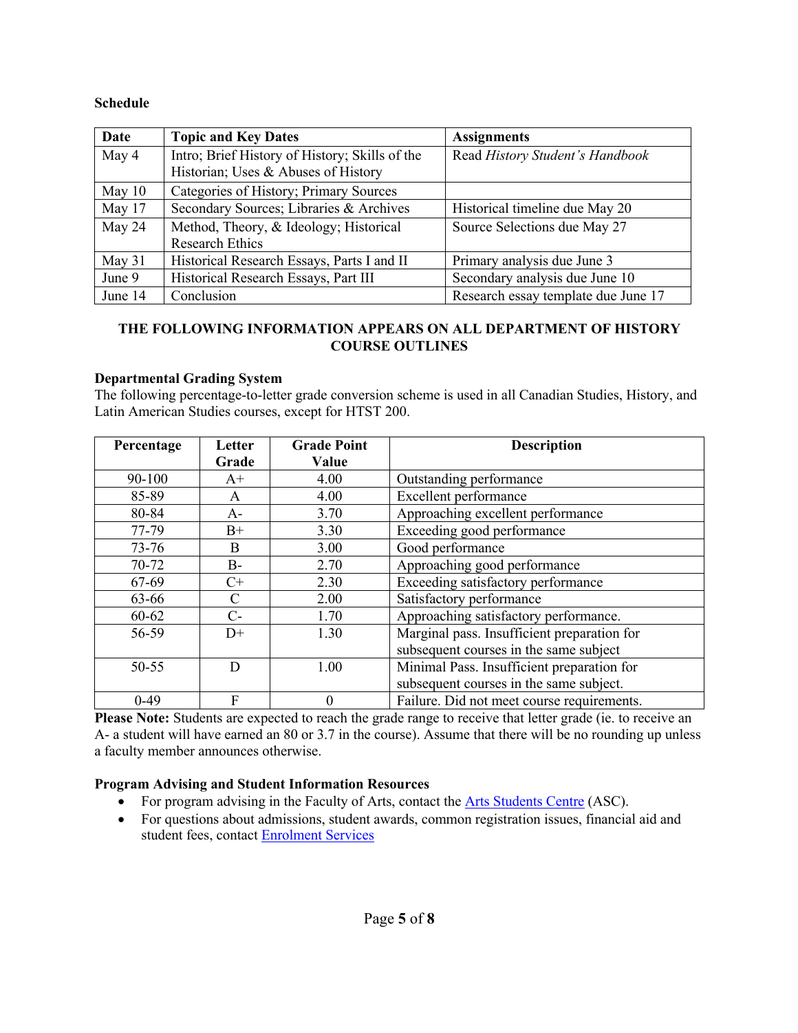**Schedule**

| Date | Topic and Key Dates | Assignments |
|---|---|---|
| May 4 | Intro; Brief History of History; Skills of the Historian; Uses & Abuses of History | Read *History Student's Handbook* |
| May 10 | Categories of History; Primary Sources | |
| May 17 | Secondary Sources; Libraries & Archives | Historical timeline due May 20 |
| May 24 | Method, Theory, & Ideology; Historical Research Ethics | Source Selections due May 27 |
| May 31 | Historical Research Essays, Parts I and II | Primary analysis due June 3 |
| June 9 | Historical Research Essays, Part III | Secondary analysis due June 10 |
| June 14 | Conclusion | Research essay template due June 17 |

**THE FOLLOWING INFORMATION APPEARS ON ALL DEPARTMENT OF HISTORY COURSE OUTLINES**

**Departmental Grading System**

The following percentage-to-letter grade conversion scheme is used in all Canadian Studies, History, and Latin American Studies courses, except for HTST 200.

| Percentage | Letter Grade | Grade Point Value | Description |
|---|---|---|---|
| 90-100 | A+ | 4.00 | Outstanding performance |
| 85-89 | A | 4.00 | Excellent performance |
| 80-84 | A- | 3.70 | Approaching excellent performance |
| 77-79 | B+ | 3.30 | Exceeding good performance |
| 73-76 | B | 3.00 | Good performance |
| 70-72 | B- | 2.70 | Approaching good performance |
| 67-69 | C+ | 2.30 | Exceeding satisfactory performance |
| 63-66 | C | 2.00 | Satisfactory performance |
| 60-62 | C- | 1.70 | Approaching satisfactory performance. |
| 56-59 | D+ | 1.30 | Marginal pass. Insufficient preparation for subsequent courses in the same subject |
| 50-55 | D | 1.00 | Minimal Pass. Insufficient preparation for subsequent courses in the same subject. |
| 0-49 | F | 0 | Failure. Did not meet course requirements. |

**Please Note:** Students are expected to reach the grade range to receive that letter grade (ie. to receive an A- a student will have earned an 80 or 3.7 in the course). Assume that there will be no rounding up unless a faculty member announces otherwise.

**Program Advising and Student Information Resources**

- For program advising in the Faculty of Arts, contact the Arts Students Centre (ASC).
- For questions about admissions, student awards, common registration issues, financial aid and student fees, contact Enrolment Services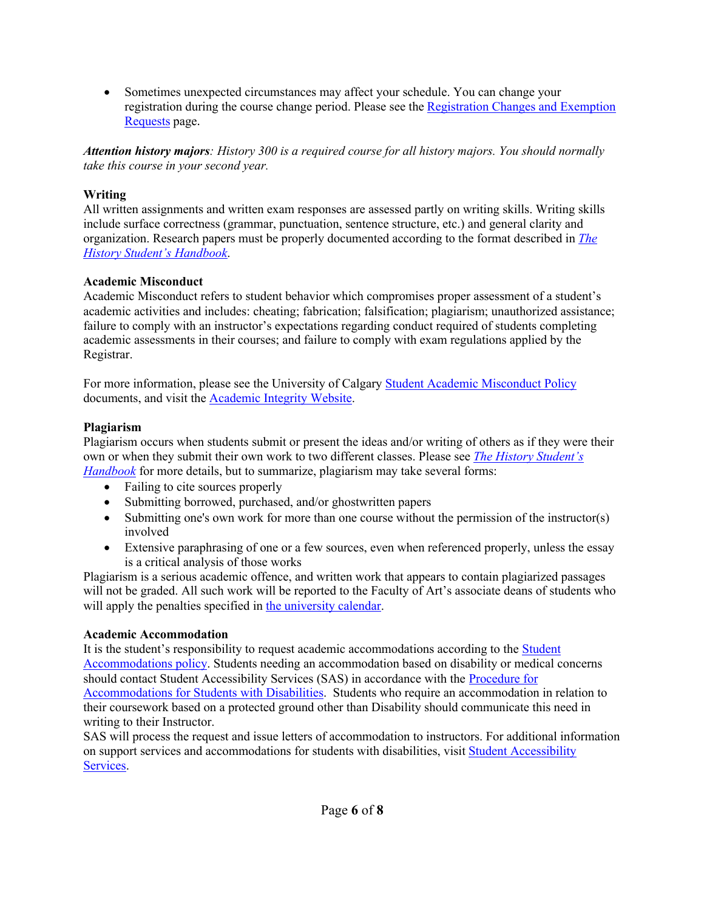- Sometimes unexpected circumstances may affect your schedule. You can change your registration during the course change period. Please see the Registration Changes and Exemption Requests page.

***Attention history majors**: History 300 is a required course for all history majors. You should normally take this course in your second year.*

**Writing**
All written assignments and written exam responses are assessed partly on writing skills. Writing skills include surface correctness (grammar, punctuation, sentence structure, etc.) and general clarity and organization. Research papers must be properly documented according to the format described in *The History Student's Handbook*.

**Academic Misconduct**
Academic Misconduct refers to student behavior which compromises proper assessment of a student's academic activities and includes: cheating; fabrication; falsification; plagiarism; unauthorized assistance; failure to comply with an instructor's expectations regarding conduct required of students completing academic assessments in their courses; and failure to comply with exam regulations applied by the Registrar.

For more information, please see the University of Calgary Student Academic Misconduct Policy documents, and visit the Academic Integrity Website.

**Plagiarism**
Plagiarism occurs when students submit or present the ideas and/or writing of others as if they were their own or when they submit their own work to two different classes. Please see *The History Student's Handbook* for more details, but to summarize, plagiarism may take several forms:

- Failing to cite sources properly
- Submitting borrowed, purchased, and/or ghostwritten papers
- Submitting one's own work for more than one course without the permission of the instructor(s) involved
- Extensive paraphrasing of one or a few sources, even when referenced properly, unless the essay is a critical analysis of those works

Plagiarism is a serious academic offence, and written work that appears to contain plagiarized passages will not be graded. All such work will be reported to the Faculty of Art's associate deans of students who will apply the penalties specified in the university calendar.

**Academic Accommodation**
It is the student's responsibility to request academic accommodations according to the Student Accommodations policy. Students needing an accommodation based on disability or medical concerns should contact Student Accessibility Services (SAS) in accordance with the Procedure for Accommodations for Students with Disabilities. Students who require an accommodation in relation to their coursework based on a protected ground other than Disability should communicate this need in writing to their Instructor.
SAS will process the request and issue letters of accommodation to instructors. For additional information on support services and accommodations for students with disabilities, visit Student Accessibility Services.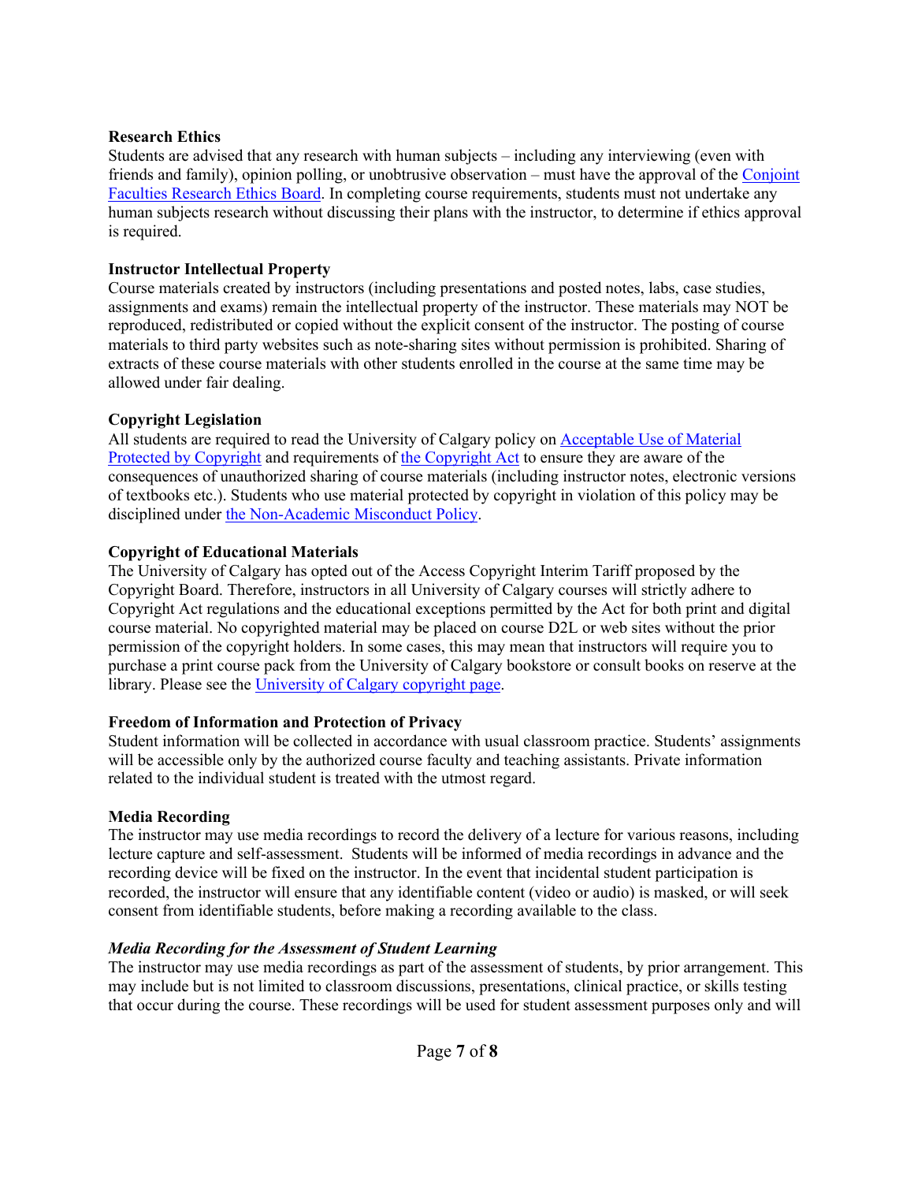**Research Ethics**

Students are advised that any research with human subjects – including any interviewing (even with friends and family), opinion polling, or unobtrusive observation – must have the approval of the Conjoint Faculties Research Ethics Board. In completing course requirements, students must not undertake any human subjects research without discussing their plans with the instructor, to determine if ethics approval is required.

**Instructor Intellectual Property**

Course materials created by instructors (including presentations and posted notes, labs, case studies, assignments and exams) remain the intellectual property of the instructor. These materials may NOT be reproduced, redistributed or copied without the explicit consent of the instructor. The posting of course materials to third party websites such as note-sharing sites without permission is prohibited. Sharing of extracts of these course materials with other students enrolled in the course at the same time may be allowed under fair dealing.

**Copyright Legislation**

All students are required to read the University of Calgary policy on Acceptable Use of Material Protected by Copyright and requirements of the Copyright Act to ensure they are aware of the consequences of unauthorized sharing of course materials (including instructor notes, electronic versions of textbooks etc.). Students who use material protected by copyright in violation of this policy may be disciplined under the Non-Academic Misconduct Policy.

**Copyright of Educational Materials**

The University of Calgary has opted out of the Access Copyright Interim Tariff proposed by the Copyright Board. Therefore, instructors in all University of Calgary courses will strictly adhere to Copyright Act regulations and the educational exceptions permitted by the Act for both print and digital course material. No copyrighted material may be placed on course D2L or web sites without the prior permission of the copyright holders. In some cases, this may mean that instructors will require you to purchase a print course pack from the University of Calgary bookstore or consult books on reserve at the library. Please see the University of Calgary copyright page.

**Freedom of Information and Protection of Privacy**

Student information will be collected in accordance with usual classroom practice. Students' assignments will be accessible only by the authorized course faculty and teaching assistants. Private information related to the individual student is treated with the utmost regard.

**Media Recording**

The instructor may use media recordings to record the delivery of a lecture for various reasons, including lecture capture and self-assessment. Students will be informed of media recordings in advance and the recording device will be fixed on the instructor. In the event that incidental student participation is recorded, the instructor will ensure that any identifiable content (video or audio) is masked, or will seek consent from identifiable students, before making a recording available to the class.

***Media Recording for the Assessment of Student Learning***

The instructor may use media recordings as part of the assessment of students, by prior arrangement. This may include but is not limited to classroom discussions, presentations, clinical practice, or skills testing that occur during the course. These recordings will be used for student assessment purposes only and will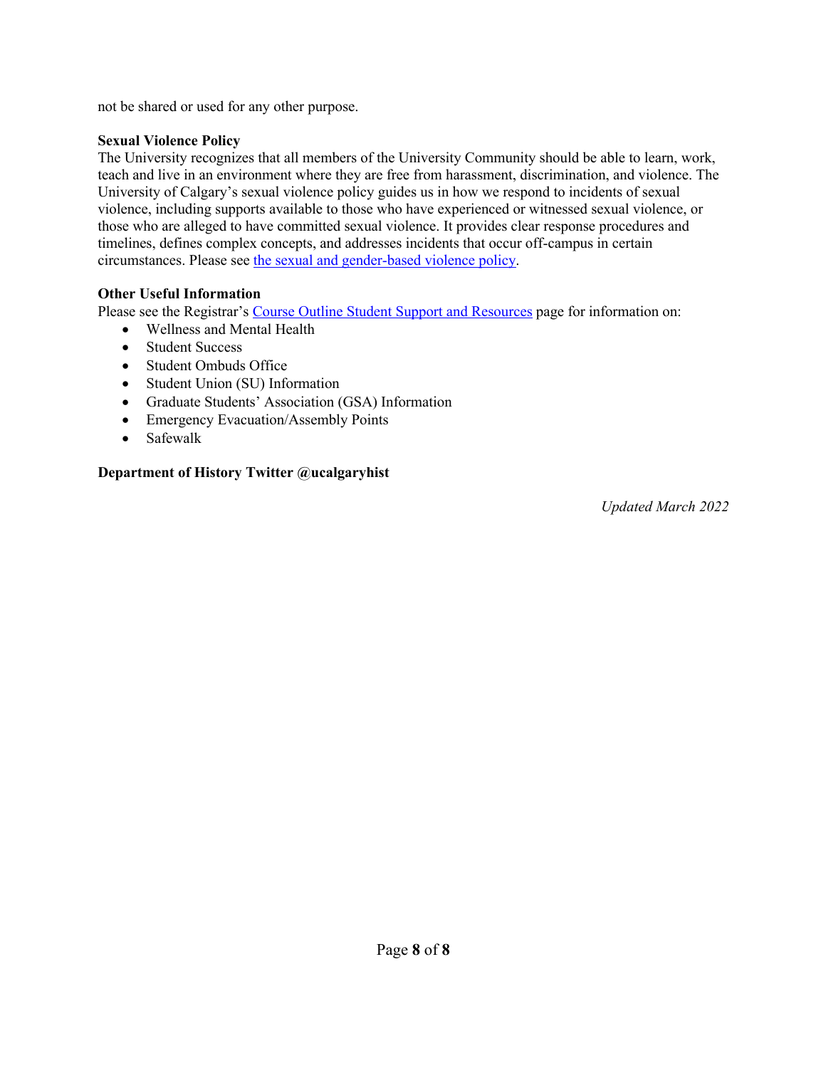not be shared or used for any other purpose.

**Sexual Violence Policy**

The University recognizes that all members of the University Community should be able to learn, work, teach and live in an environment where they are free from harassment, discrimination, and violence. The University of Calgary's sexual violence policy guides us in how we respond to incidents of sexual violence, including supports available to those who have experienced or witnessed sexual violence, or those who are alleged to have committed sexual violence. It provides clear response procedures and timelines, defines complex concepts, and addresses incidents that occur off-campus in certain circumstances. Please see the sexual and gender-based violence policy.

**Other Useful Information**

Please see the Registrar's Course Outline Student Support and Resources page for information on:

- Wellness and Mental Health
- Student Success
- Student Ombuds Office
- Student Union (SU) Information
- Graduate Students' Association (GSA) Information
- Emergency Evacuation/Assembly Points
- Safewalk

**Department of History Twitter @ucalgaryhist**

*Updated March 2022*